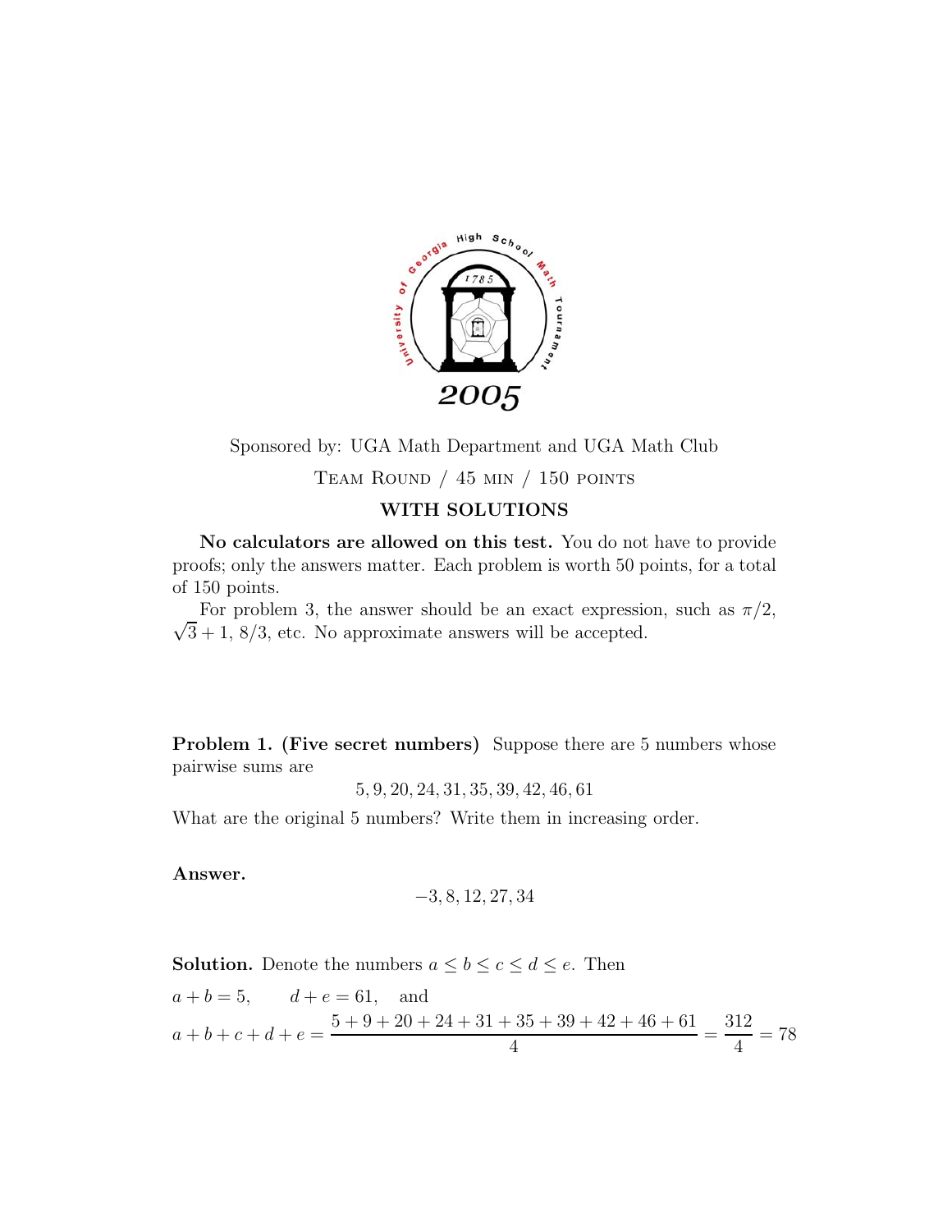2005

Sponsored by: UGA Math Department and UGA Math Club

Team Round / 45 min / 150 points

**WITH SOLUTIONS**

**No calculators are allowed on this test.** You do not have to provide proofs; only the answers matter. Each problem is worth 50 points, for a total of 150 points.

For problem 3, the answer should be an exact expression, such as $\pi/2$, $\sqrt{3}+1$, $8/3$, etc. No approximate answers will be accepted.

**Problem 1. (Five secret numbers)** Suppose there are 5 numbers whose pairwise sums are

$$5, 9, 20, 24, 31, 35, 39, 42, 46, 61$$

What are the original 5 numbers? Write them in increasing order.

**Answer.**

$$-3, 8, 12, 27, 34$$

**Solution.** Denote the numbers $a \le b \le c \le d \le e$. Then

$$a + b = 5, \qquad d + e = 61, \quad \text{and}$$

$$a + b + c + d + e = \frac{5 + 9 + 20 + 24 + 31 + 35 + 39 + 42 + 46 + 61}{4} = \frac{312}{4} = 78$$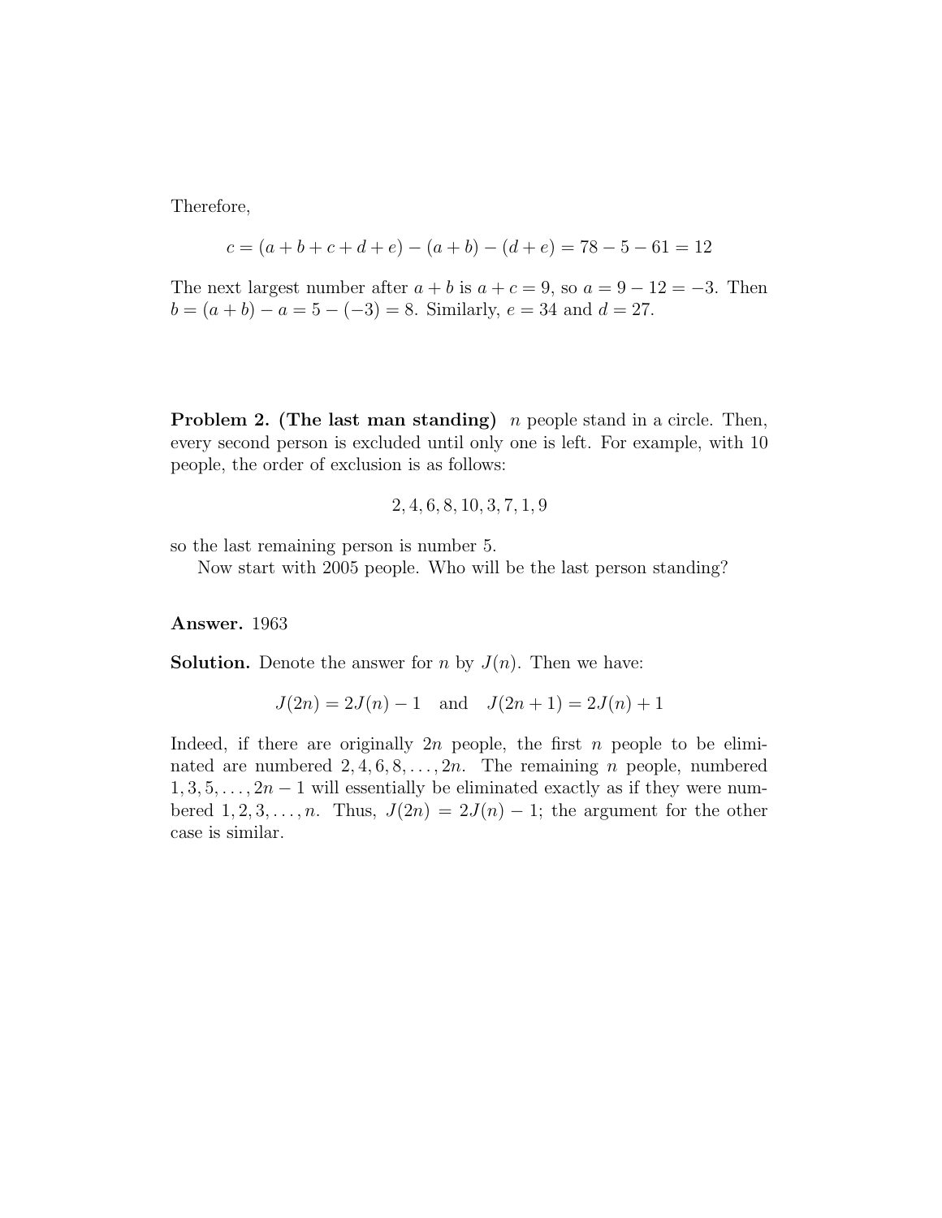Therefore,

$$c = (a + b + c + d + e) - (a + b) - (d + e) = 78 - 5 - 61 = 12$$

The next largest number after $a + b$ is $a + c = 9$, so $a = 9 - 12 = -3$. Then $b = (a + b) - a = 5 - (-3) = 8$. Similarly, $e = 34$ and $d = 27$.

**Problem 2. (The last man standing)** $n$ people stand in a circle. Then, every second person is excluded until only one is left. For example, with 10 people, the order of exclusion is as follows:

$$2, 4, 6, 8, 10, 3, 7, 1, 9$$

so the last remaining person is number 5.

Now start with 2005 people. Who will be the last person standing?

**Answer.** 1963

**Solution.** Denote the answer for $n$ by $J(n)$. Then we have:

$$J(2n) = 2J(n) - 1 \quad \text{and} \quad J(2n + 1) = 2J(n) + 1$$

Indeed, if there are originally $2n$ people, the first $n$ people to be eliminated are numbered $2, 4, 6, 8, \ldots, 2n$. The remaining $n$ people, numbered $1, 3, 5, \ldots, 2n - 1$ will essentially be eliminated exactly as if they were numbered $1, 2, 3, \ldots, n$. Thus, $J(2n) = 2J(n) - 1$; the argument for the other case is similar.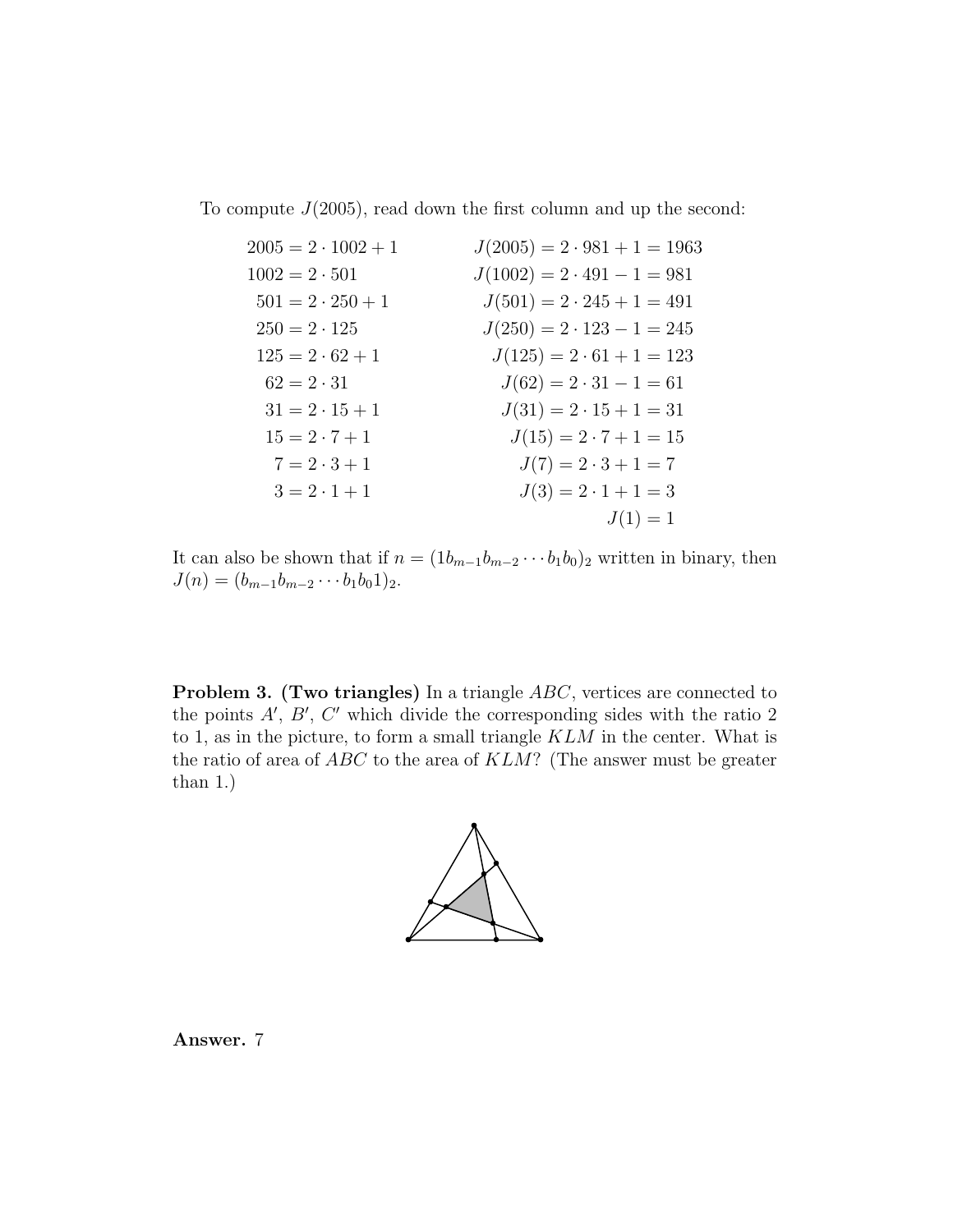To compute $J(2005)$, read down the first column and up the second:

$$
\begin{array}{ll}
2005 = 2 \cdot 1002 + 1 & J(2005) = 2 \cdot 981 + 1 = 1963 \\
1002 = 2 \cdot 501 & J(1002) = 2 \cdot 491 - 1 = 981 \\
501 = 2 \cdot 250 + 1 & J(501) = 2 \cdot 245 + 1 = 491 \\
250 = 2 \cdot 125 & J(250) = 2 \cdot 123 - 1 = 245 \\
125 = 2 \cdot 62 + 1 & J(125) = 2 \cdot 61 + 1 = 123 \\
62 = 2 \cdot 31 & J(62) = 2 \cdot 31 - 1 = 61 \\
31 = 2 \cdot 15 + 1 & J(31) = 2 \cdot 15 + 1 = 31 \\
15 = 2 \cdot 7 + 1 & J(15) = 2 \cdot 7 + 1 = 15 \\
7 = 2 \cdot 3 + 1 & J(7) = 2 \cdot 3 + 1 = 7 \\
3 = 2 \cdot 1 + 1 & J(3) = 2 \cdot 1 + 1 = 3 \\
 & J(1) = 1
\end{array}
$$

It can also be shown that if $n = (1b_{m-1}b_{m-2} \cdots b_1b_0)_2$ written in binary, then $J(n) = (b_{m-1}b_{m-2} \cdots b_1b_01)_2$.

**Problem 3. (Two triangles)** In a triangle $ABC$, vertices are connected to the points $A'$, $B'$, $C'$ which divide the corresponding sides with the ratio 2 to 1, as in the picture, to form a small triangle $KLM$ in the center. What is the ratio of area of $ABC$ to the area of $KLM$? (The answer must be greater than 1.)

**Answer.** 7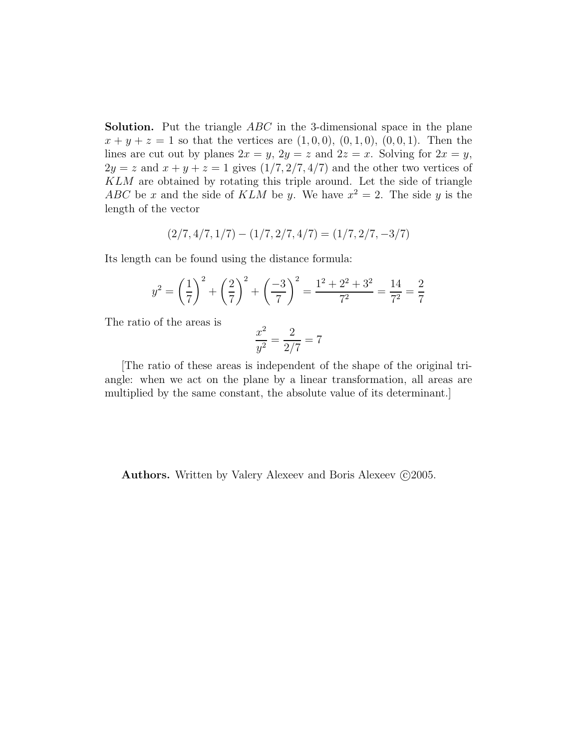**Solution.** Put the triangle $ABC$ in the 3-dimensional space in the plane $x + y + z = 1$ so that the vertices are $(1, 0, 0)$, $(0, 1, 0)$, $(0, 0, 1)$. Then the lines are cut out by planes $2x = y$, $2y = z$ and $2z = x$. Solving for $2x = y$, $2y = z$ and $x + y + z = 1$ gives $(1/7, 2/7, 4/7)$ and the other two vertices of $KLM$ are obtained by rotating this triple around. Let the side of triangle $ABC$ be $x$ and the side of $KLM$ be $y$. We have $x^2 = 2$. The side $y$ is the length of the vector

$$(2/7, 4/7, 1/7) - (1/7, 2/7, 4/7) = (1/7, 2/7, -3/7)$$

Its length can be found using the distance formula:

$$y^2 = \left(\frac{1}{7}\right)^2 + \left(\frac{2}{7}\right)^2 + \left(\frac{-3}{7}\right)^2 = \frac{1^2 + 2^2 + 3^2}{7^2} = \frac{14}{7^2} = \frac{2}{7}$$

The ratio of the areas is

$$\frac{x^2}{y^2} = \frac{2}{2/7} = 7$$

[The ratio of these areas is independent of the shape of the original triangle: when we act on the plane by a linear transformation, all areas are multiplied by the same constant, the absolute value of its determinant.]

**Authors.** Written by Valery Alexeev and Boris Alexeev ©2005.